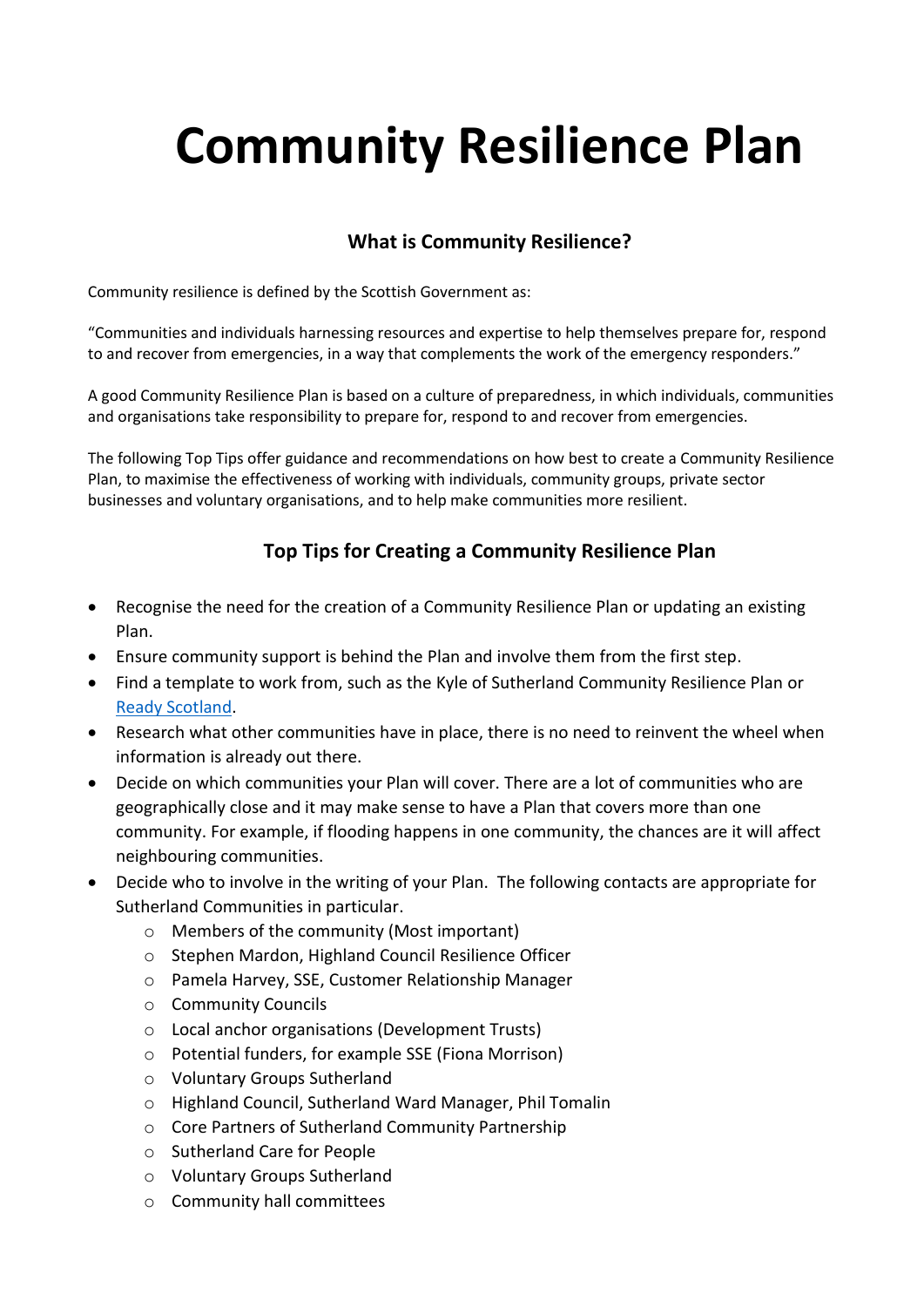# Community Resilience Plan

## What is Community Resilience?

Community resilience is defined by the Scottish Government as:

"Communities and individuals harnessing resources and expertise to help themselves prepare for, respond to and recover from emergencies, in a way that complements the work of the emergency responders."

A good Community Resilience Plan is based on a culture of preparedness, in which individuals, communities and organisations take responsibility to prepare for, respond to and recover from emergencies.

The following Top Tips offer guidance and recommendations on how best to create a Community Resilience Plan, to maximise the effectiveness of working with individuals, community groups, private sector businesses and voluntary organisations, and to help make communities more resilient.

## Top Tips for Creating a Community Resilience Plan

- Recognise the need for the creation of a Community Resilience Plan or updating an existing Plan.
- Ensure community support is behind the Plan and involve them from the first step.
- Find a template to work from, such as the Kyle of Sutherland Community Resilience Plan or Ready Scotland.
- Research what other communities have in place, there is no need to reinvent the wheel when information is already out there.
- Decide on which communities your Plan will cover. There are a lot of communities who are geographically close and it may make sense to have a Plan that covers more than one community. For example, if flooding happens in one community, the chances are it will affect neighbouring communities.
- Decide who to involve in the writing of your Plan. The following contacts are appropriate for Sutherland Communities in particular.
  - Members of the community (Most important)
  - Stephen Mardon, Highland Council Resilience Officer
  - Pamela Harvey, SSE, Customer Relationship Manager
  - Community Councils
  - Local anchor organisations (Development Trusts)
  - Potential funders, for example SSE (Fiona Morrison)
  - Voluntary Groups Sutherland
  - Highland Council, Sutherland Ward Manager, Phil Tomalin
  - Core Partners of Sutherland Community Partnership
  - Sutherland Care for People
  - Voluntary Groups Sutherland
  - Community hall committees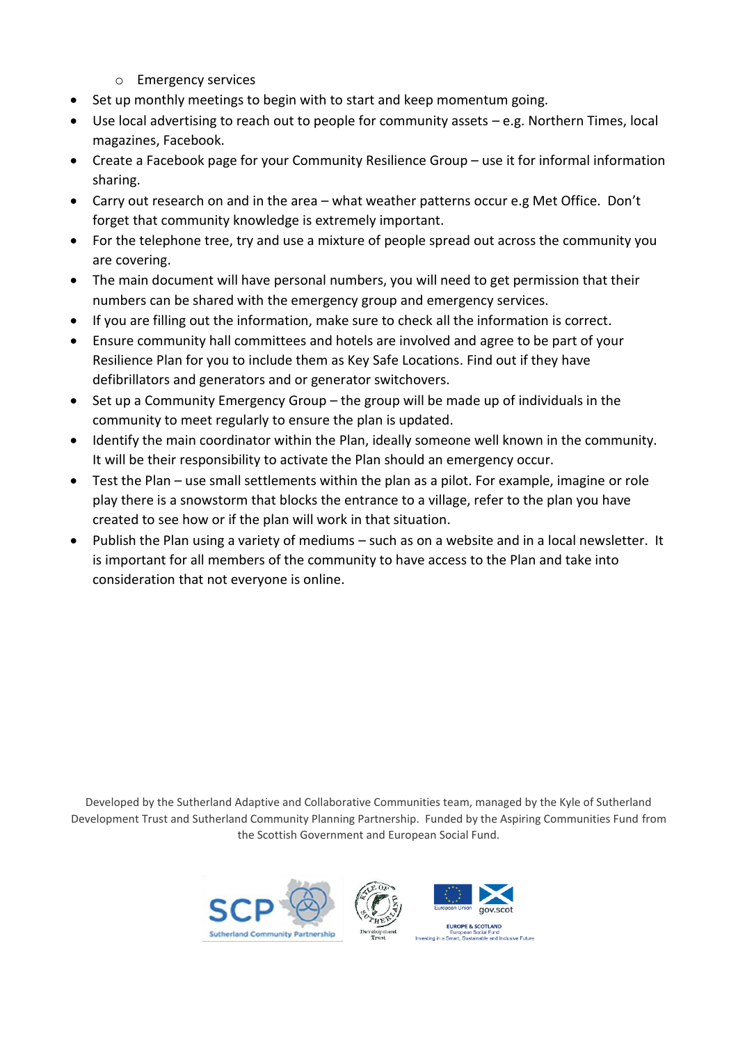- Emergency services
- Set up monthly meetings to begin with to start and keep momentum going.
- Use local advertising to reach out to people for community assets – e.g. Northern Times, local magazines, Facebook.
- Create a Facebook page for your Community Resilience Group – use it for informal information sharing.
- Carry out research on and in the area – what weather patterns occur e.g Met Office. Don't forget that community knowledge is extremely important.
- For the telephone tree, try and use a mixture of people spread out across the community you are covering.
- The main document will have personal numbers, you will need to get permission that their numbers can be shared with the emergency group and emergency services.
- If you are filling out the information, make sure to check all the information is correct.
- Ensure community hall committees and hotels are involved and agree to be part of your Resilience Plan for you to include them as Key Safe Locations. Find out if they have defibrillators and generators and or generator switchovers.
- Set up a Community Emergency Group – the group will be made up of individuals in the community to meet regularly to ensure the plan is updated.
- Identify the main coordinator within the Plan, ideally someone well known in the community. It will be their responsibility to activate the Plan should an emergency occur.
- Test the Plan – use small settlements within the plan as a pilot. For example, imagine or role play there is a snowstorm that blocks the entrance to a village, refer to the plan you have created to see how or if the plan will work in that situation.
- Publish the Plan using a variety of mediums – such as on a website and in a local newsletter. It is important for all members of the community to have access to the Plan and take into consideration that not everyone is online.

Developed by the Sutherland Adaptive and Collaborative Communities team, managed by the Kyle of Sutherland Development Trust and Sutherland Community Planning Partnership. Funded by the Aspiring Communities Fund from the Scottish Government and European Social Fund.

SCP Sutherland Community Partnership

Kyle of Sutherland Development Trust

European Union gov.scot

EUROPE & SCOTLAND
European Social Fund
Investing in a Smart, Sustainable and Inclusive Future